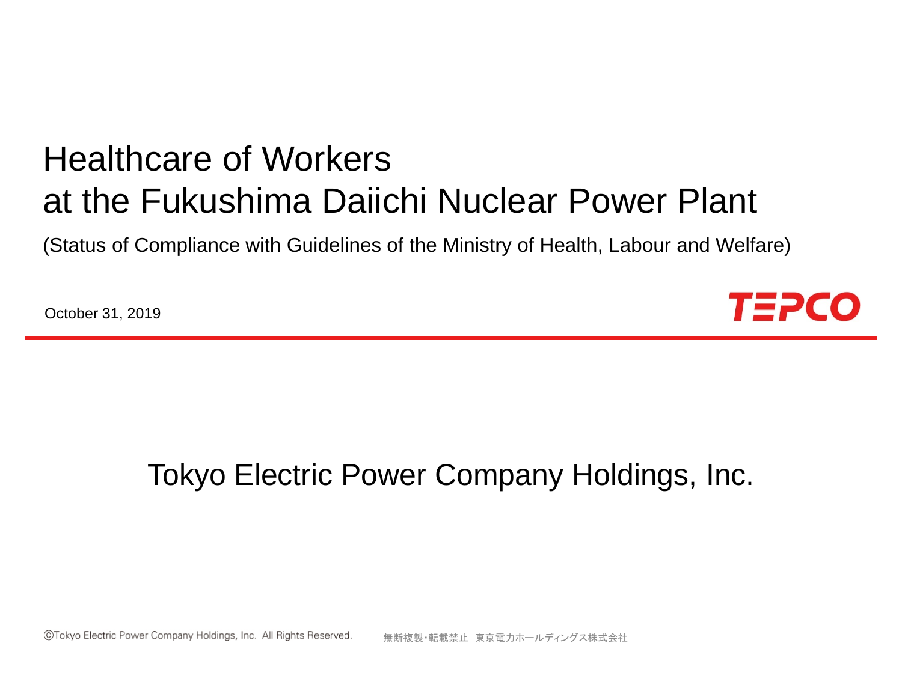# Healthcare of Workers at the Fukushima Daiichi Nuclear Power Plant

(Status of Compliance with Guidelines of the Ministry of Health, Labour and Welfare)

October 31, 2019

TEPCO

Tokyo Electric Power Company Holdings, Inc.

©Tokyo Electric Power Company Holdings, Inc. All Rights Reserved. 無断複製・転載禁止 東京電力ホールディングス株式会社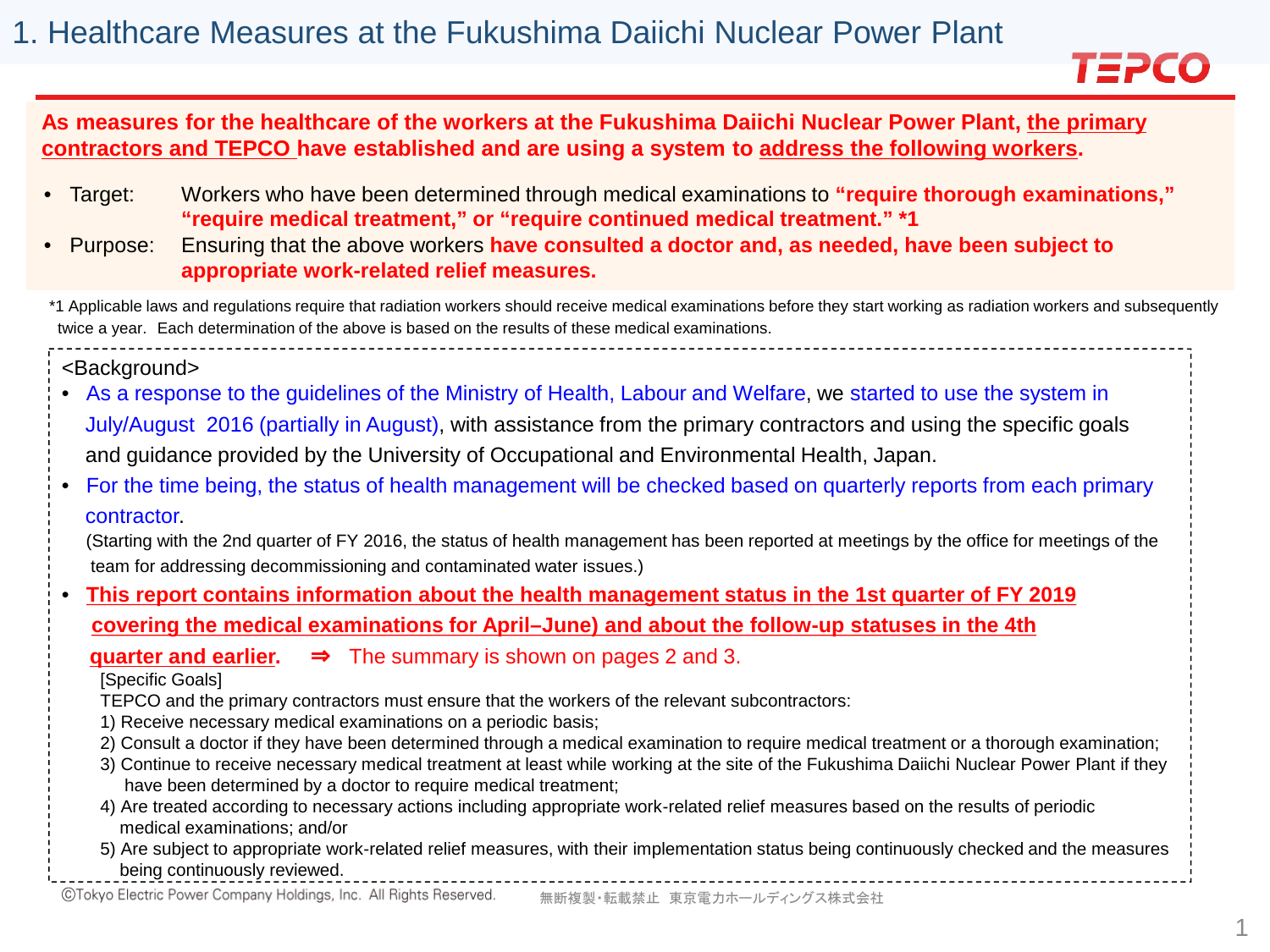# 1. Healthcare Measures at the Fukushima Daiichi Nuclear Power Plant

**As measures for the healthcare of the workers at the Fukushima Daiichi Nuclear Power Plant, the primary contractors and TEPCO have established and are using a system to address the following workers.**

- Target: Workers who have been determined through medical examinations to **"require thorough examinations," "require medical treatment," or "require continued medical treatment." *1**
- Purpose: Ensuring that the above workers **have consulted a doctor and, as needed, have been subject to appropriate work-related relief measures.**

*1 Applicable laws and regulations require that radiation workers should receive medical examinations before they start working as radiation workers and subsequently twice a year. Each determination of the above is based on the results of these medical examinations.

<Background>

- As a response to the guidelines of the Ministry of Health, Labour and Welfare, we started to use the system in July/August 2016 (partially in August), with assistance from the primary contractors and using the specific goals and guidance provided by the University of Occupational and Environmental Health, Japan.
- For the time being, the status of health management will be checked based on quarterly reports from each primary contractor.
  (Starting with the 2nd quarter of FY 2016, the status of health management has been reported at meetings by the office for meetings of the team for addressing decommissioning and contaminated water issues.)
- **This report contains information about the health management status in the 1st quarter of FY 2019 covering the medical examinations for April–June) and about the follow-up statuses in the 4th quarter and earlier.** ⇒ The summary is shown on pages 2 and 3.

[Specific Goals]

TEPCO and the primary contractors must ensure that the workers of the relevant subcontractors:

1) Receive necessary medical examinations on a periodic basis;
2) Consult a doctor if they have been determined through a medical examination to require medical treatment or a thorough examination;
3) Continue to receive necessary medical treatment at least while working at the site of the Fukushima Daiichi Nuclear Power Plant if they have been determined by a doctor to require medical treatment;
4) Are treated according to necessary actions including appropriate work-related relief measures based on the results of periodic medical examinations; and/or
5) Are subject to appropriate work-related relief measures, with their implementation status being continuously checked and the measures being continuously reviewed.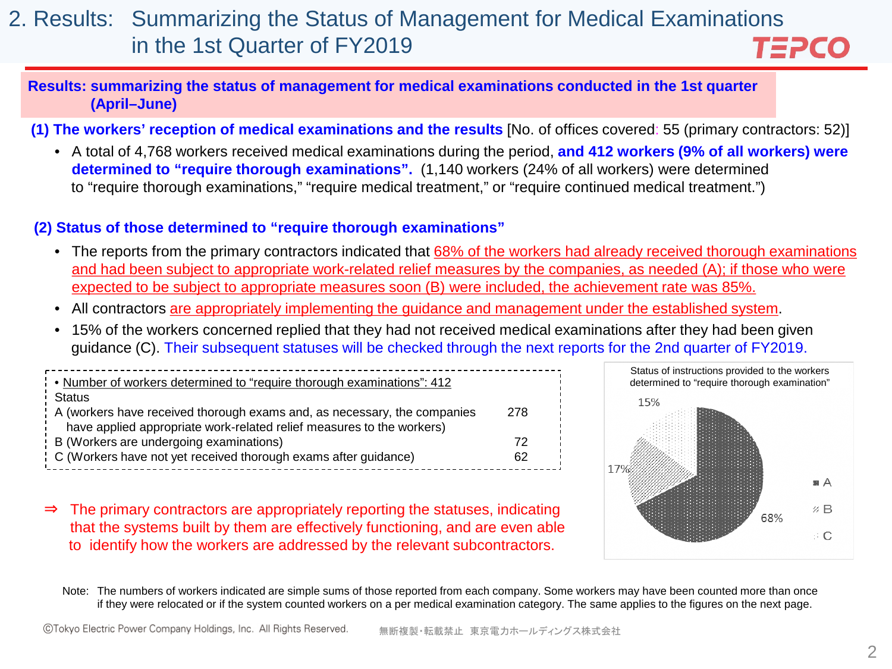# 2. Results: Summarizing the Status of Management for Medical Examinations in the 1st Quarter of FY2019

**Results: summarizing the status of management for medical examinations conducted in the 1st quarter (April–June)**

**(1) The workers' reception of medical examinations and the results** [No. of offices covered: 55 (primary contractors: 52)]

- A total of 4,768 workers received medical examinations during the period, **and 412 workers (9% of all workers) were determined to "require thorough examinations".** (1,140 workers (24% of all workers) were determined to "require thorough examinations," "require medical treatment," or "require continued medical treatment.")

**(2) Status of those determined to "require thorough examinations"**

- The reports from the primary contractors indicated that 68% of the workers had already received thorough examinations and had been subject to appropriate work-related relief measures by the companies, as needed (A); if those who were expected to be subject to appropriate measures soon (B) were included, the achievement rate was 85%.
- All contractors are appropriately implementing the guidance and management under the established system.
- 15% of the workers concerned replied that they had not received medical examinations after they had been given guidance (C). Their subsequent statuses will be checked through the next reports for the 2nd quarter of FY2019.

• Number of workers determined to "require thorough examinations": 412

| Status | |
|---|---|
| A (workers have received thorough exams and, as necessary, the companies have applied appropriate work-related relief measures to the workers) | 278 |
| B (Workers are undergoing examinations) | 72 |
| C (Workers have not yet received thorough exams after guidance) | 62 |

Status of instructions provided to the workers determined to "require thorough examination"

15%
17%
68%
A
B
C

⇒ The primary contractors are appropriately reporting the statuses, indicating that the systems built by them are effectively functioning, and are even able to identify how the workers are addressed by the relevant subcontractors.

Note: The numbers of workers indicated are simple sums of those reported from each company. Some workers may have been counted more than once if they were relocated or if the system counted workers on a per medical examination category. The same applies to the figures on the next page.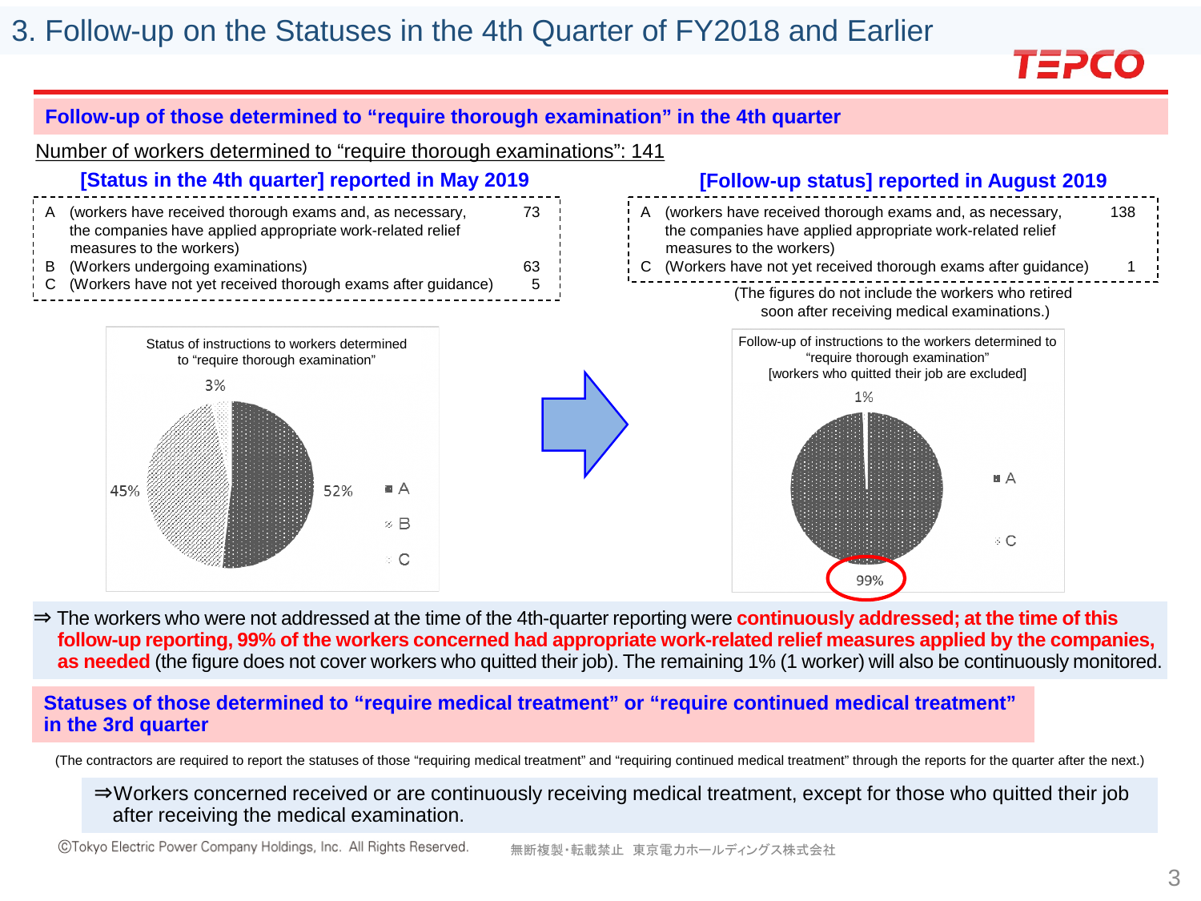# 3. Follow-up on the Statuses in the 4th Quarter of FY2018 and Earlier

## Follow-up of those determined to "require thorough examination" in the 4th quarter

Number of workers determined to "require thorough examinations": 141

### [Status in the 4th quarter] reported in May 2019

| | | |
|---|---|---|
| A | (workers have received thorough exams and, as necessary, the companies have applied appropriate work-related relief measures to the workers) | 73 |
| B | (Workers undergoing examinations) | 63 |
| C | (Workers have not yet received thorough exams after guidance) | 5 |

Status of instructions to workers determined to "require thorough examination"

3%

45%

52%

A

B

C

### [Follow-up status] reported in August 2019

| | | |
|---|---|---|
| A | (workers have received thorough exams and, as necessary, the companies have applied appropriate work-related relief measures to the workers) | 138 |
| C | (Workers have not yet received thorough exams after guidance) | 1 |

(The figures do not include the workers who retired soon after receiving medical examinations.)

Follow-up of instructions to the workers determined to "require thorough examination" [workers who quitted their job are excluded]

1%

99%

A

C

⇒ The workers who were not addressed at the time of the 4th-quarter reporting were **continuously addressed; at the time of this follow-up reporting, 99% of the workers concerned had appropriate work-related relief measures applied by the companies, as needed** (the figure does not cover workers who quitted their job). The remaining 1% (1 worker) will also be continuously monitored.

## Statuses of those determined to "require medical treatment" or "require continued medical treatment" in the 3rd quarter

(The contractors are required to report the statuses of those "requiring medical treatment" and "requiring continued medical treatment" through the reports for the quarter after the next.)

⇒Workers concerned received or are continuously receiving medical treatment, except for those who quitted their job after receiving the medical examination.

©Tokyo Electric Power Company Holdings, Inc. All Rights Reserved.　無断複製･転載禁止 東京電力ホールディングス株式会社